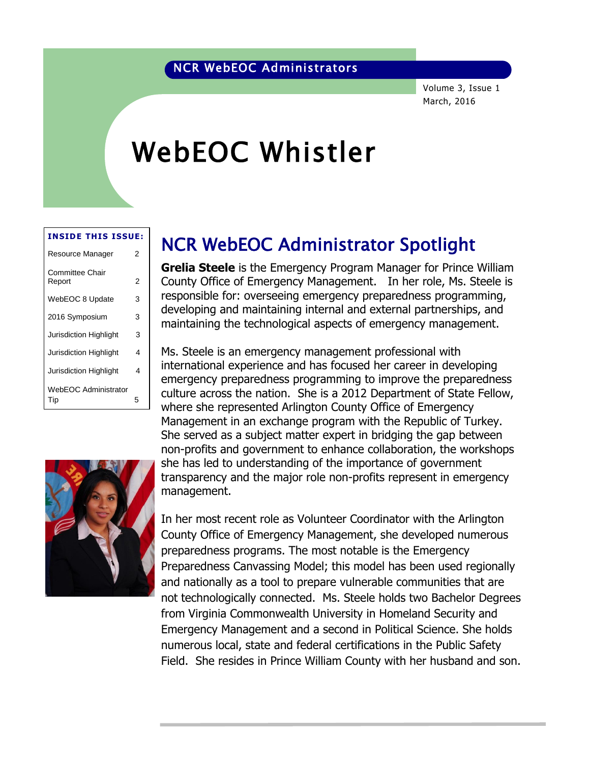NCR WebEOC Administrators

Volume 3, Issue 1
March, 2016

# WebEOC Whistler

**INSIDE THIS ISSUE:**

| | |
|---|---|
| Resource Manager | 2 |
| Committee Chair Report | 2 |
| WebEOC 8 Update | 3 |
| 2016 Symposium | 3 |
| Jurisdiction Highlight | 3 |
| Jurisdiction Highlight | 4 |
| Jurisdiction Highlight | 4 |
| WebEOC Administrator Tip | 5 |

## NCR WebEOC Administrator Spotlight

**Grelia Steele** is the Emergency Program Manager for Prince William County Office of Emergency Management. In her role, Ms. Steele is responsible for: overseeing emergency preparedness programming, developing and maintaining internal and external partnerships, and maintaining the technological aspects of emergency management.

Ms. Steele is an emergency management professional with international experience and has focused her career in developing emergency preparedness programming to improve the preparedness culture across the nation. She is a 2012 Department of State Fellow, where she represented Arlington County Office of Emergency Management in an exchange program with the Republic of Turkey. She served as a subject matter expert in bridging the gap between non-profits and government to enhance collaboration, the workshops she has led to understanding of the importance of government transparency and the major role non-profits represent in emergency management.

In her most recent role as Volunteer Coordinator with the Arlington County Office of Emergency Management, she developed numerous preparedness programs. The most notable is the Emergency Preparedness Canvassing Model; this model has been used regionally and nationally as a tool to prepare vulnerable communities that are not technologically connected. Ms. Steele holds two Bachelor Degrees from Virginia Commonwealth University in Homeland Security and Emergency Management and a second in Political Science. She holds numerous local, state and federal certifications in the Public Safety Field. She resides in Prince William County with her husband and son.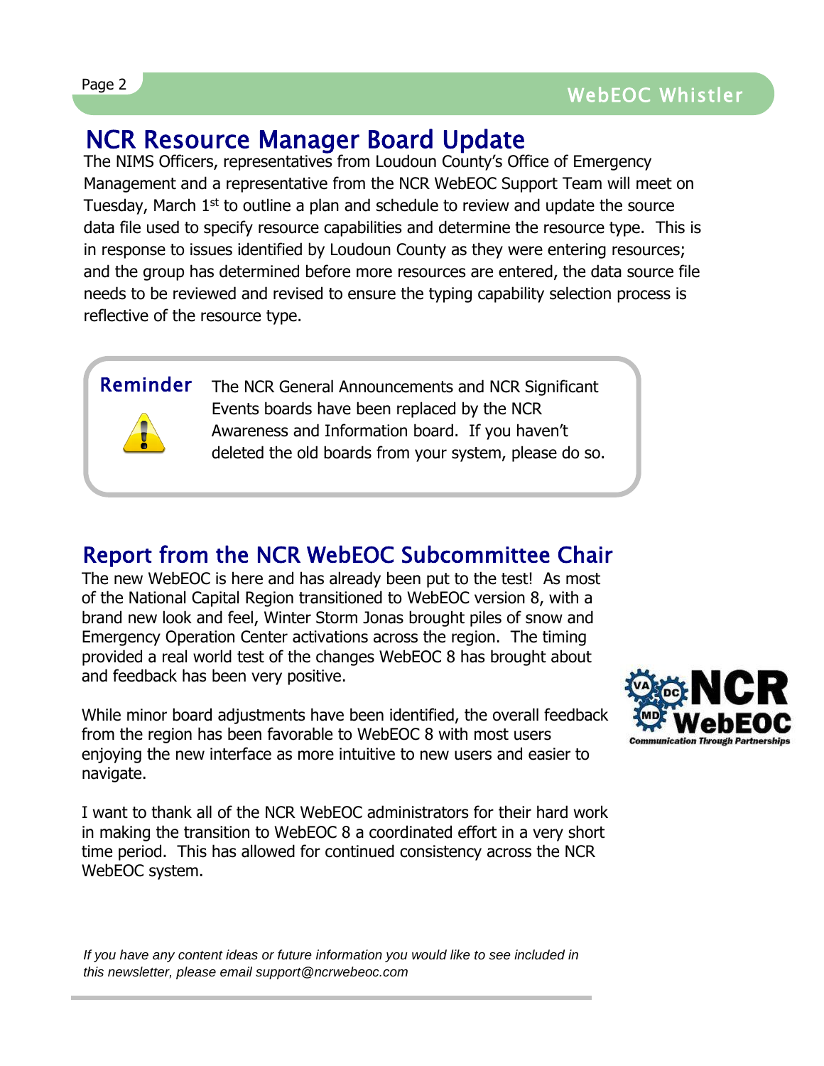## NCR Resource Manager Board Update

The NIMS Officers, representatives from Loudoun County's Office of Emergency Management and a representative from the NCR WebEOC Support Team will meet on Tuesday, March 1st to outline a plan and schedule to review and update the source data file used to specify resource capabilities and determine the resource type. This is in response to issues identified by Loudoun County as they were entering resources; and the group has determined before more resources are entered, the data source file needs to be reviewed and revised to ensure the typing capability selection process is reflective of the resource type.

**Reminder**

The NCR General Announcements and NCR Significant Events boards have been replaced by the NCR Awareness and Information board. If you haven't deleted the old boards from your system, please do so.

## Report from the NCR WebEOC Subcommittee Chair

The new WebEOC is here and has already been put to the test! As most of the National Capital Region transitioned to WebEOC version 8, with a brand new look and feel, Winter Storm Jonas brought piles of snow and Emergency Operation Center activations across the region. The timing provided a real world test of the changes WebEOC 8 has brought about and feedback has been very positive.

While minor board adjustments have been identified, the overall feedback from the region has been favorable to WebEOC 8 with most users enjoying the new interface as more intuitive to new users and easier to navigate.

I want to thank all of the NCR WebEOC administrators for their hard work in making the transition to WebEOC 8 a coordinated effort in a very short time period. This has allowed for continued consistency across the NCR WebEOC system.

*If you have any content ideas or future information you would like to see included in this newsletter, please email support@ncrwebeoc.com*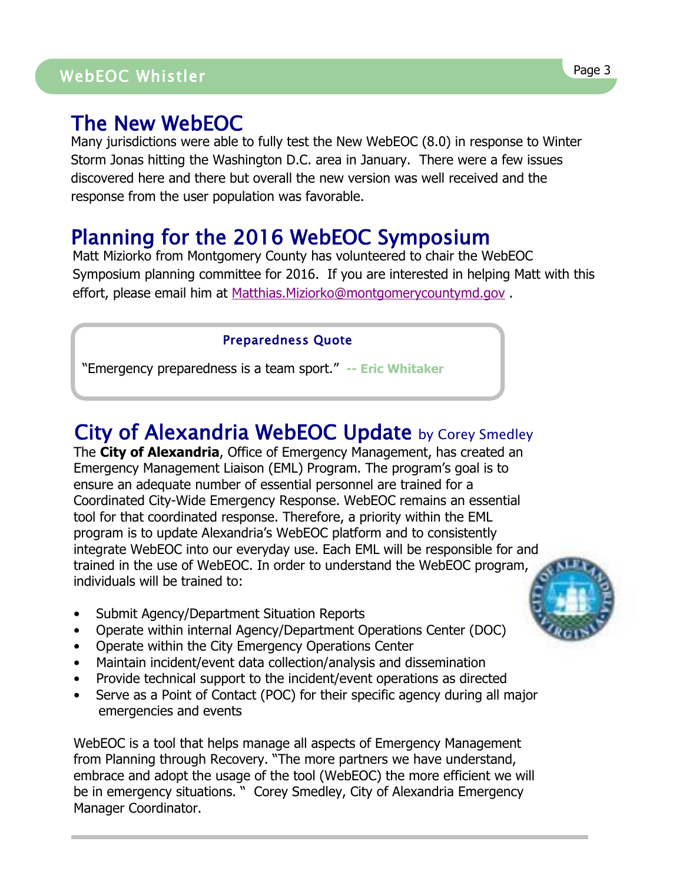## The New WebEOC

Many jurisdictions were able to fully test the New WebEOC (8.0) in response to Winter Storm Jonas hitting the Washington D.C. area in January. There were a few issues discovered here and there but overall the new version was well received and the response from the user population was favorable.

## Planning for the 2016 WebEOC Symposium

Matt Miziorko from Montgomery County has volunteered to chair the WebEOC Symposium planning committee for 2016. If you are interested in helping Matt with this effort, please email him at Matthias.Miziorko@montgomerycountymd.gov .

### Preparedness Quote

"Emergency preparedness is a team sport." **-- Eric Whitaker**

## City of Alexandria WebEOC Update by Corey Smedley

The **City of Alexandria**, Office of Emergency Management, has created an Emergency Management Liaison (EML) Program. The program's goal is to ensure an adequate number of essential personnel are trained for a Coordinated City-Wide Emergency Response. WebEOC remains an essential tool for that coordinated response. Therefore, a priority within the EML program is to update Alexandria's WebEOC platform and to consistently integrate WebEOC into our everyday use. Each EML will be responsible for and trained in the use of WebEOC. In order to understand the WebEOC program, individuals will be trained to:

- Submit Agency/Department Situation Reports
- Operate within internal Agency/Department Operations Center (DOC)
- Operate within the City Emergency Operations Center
- Maintain incident/event data collection/analysis and dissemination
- Provide technical support to the incident/event operations as directed
- Serve as a Point of Contact (POC) for their specific agency during all major emergencies and events

WebEOC is a tool that helps manage all aspects of Emergency Management from Planning through Recovery. "The more partners we have understand, embrace and adopt the usage of the tool (WebEOC) the more efficient we will be in emergency situations. " Corey Smedley, City of Alexandria Emergency Manager Coordinator.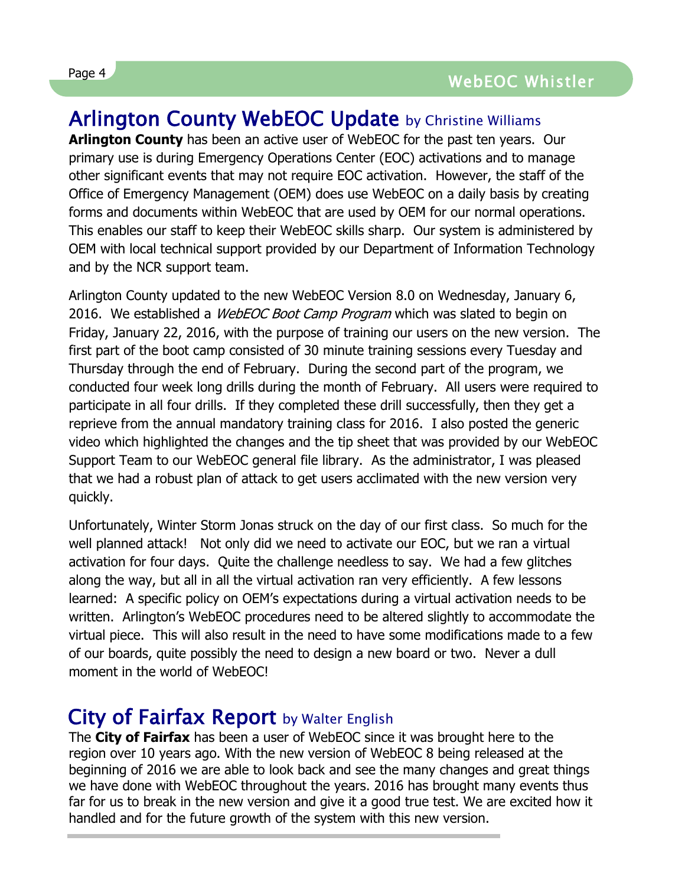## Arlington County WebEOC Update by Christine Williams

**Arlington County** has been an active user of WebEOC for the past ten years. Our primary use is during Emergency Operations Center (EOC) activations and to manage other significant events that may not require EOC activation. However, the staff of the Office of Emergency Management (OEM) does use WebEOC on a daily basis by creating forms and documents within WebEOC that are used by OEM for our normal operations. This enables our staff to keep their WebEOC skills sharp. Our system is administered by OEM with local technical support provided by our Department of Information Technology and by the NCR support team.

Arlington County updated to the new WebEOC Version 8.0 on Wednesday, January 6, 2016. We established a *WebEOC Boot Camp Program* which was slated to begin on Friday, January 22, 2016, with the purpose of training our users on the new version. The first part of the boot camp consisted of 30 minute training sessions every Tuesday and Thursday through the end of February. During the second part of the program, we conducted four week long drills during the month of February. All users were required to participate in all four drills. If they completed these drill successfully, then they get a reprieve from the annual mandatory training class for 2016. I also posted the generic video which highlighted the changes and the tip sheet that was provided by our WebEOC Support Team to our WebEOC general file library. As the administrator, I was pleased that we had a robust plan of attack to get users acclimated with the new version very quickly.

Unfortunately, Winter Storm Jonas struck on the day of our first class. So much for the well planned attack! Not only did we need to activate our EOC, but we ran a virtual activation for four days. Quite the challenge needless to say. We had a few glitches along the way, but all in all the virtual activation ran very efficiently. A few lessons learned: A specific policy on OEM's expectations during a virtual activation needs to be written. Arlington's WebEOC procedures need to be altered slightly to accommodate the virtual piece. This will also result in the need to have some modifications made to a few of our boards, quite possibly the need to design a new board or two. Never a dull moment in the world of WebEOC!

## City of Fairfax Report by Walter English

The **City of Fairfax** has been a user of WebEOC since it was brought here to the region over 10 years ago. With the new version of WebEOC 8 being released at the beginning of 2016 we are able to look back and see the many changes and great things we have done with WebEOC throughout the years. 2016 has brought many events thus far for us to break in the new version and give it a good true test. We are excited how it handled and for the future growth of the system with this new version.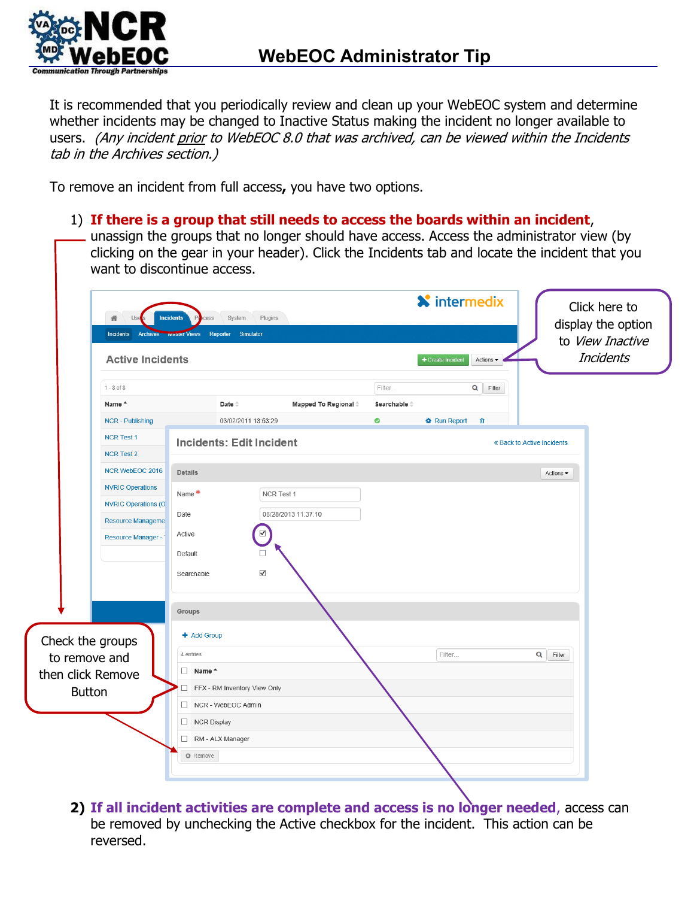# WebEOC Administrator Tip

It is recommended that you periodically review and clean up your WebEOC system and determine whether incidents may be changed to Inactive Status making the incident no longer available to users. *(Any incident prior to WebEOC 8.0 that was archived, can be viewed within the Incidents tab in the Archives section.)*

To remove an incident from full access**,** you have two options.

1) **If there is a group that still needs to access the boards within an incident**, unassign the groups that no longer should have access. Access the administrator view (by clicking on the gear in your header). Click the Incidents tab and locate the incident that you want to discontinue access.

Click here to display the option to *View Inactive Incidents*

Check the groups to remove and then click Remove Button

2) **If all incident activities are complete and access is no longer needed**, access can be removed by unchecking the Active checkbox for the incident. This action can be reversed.